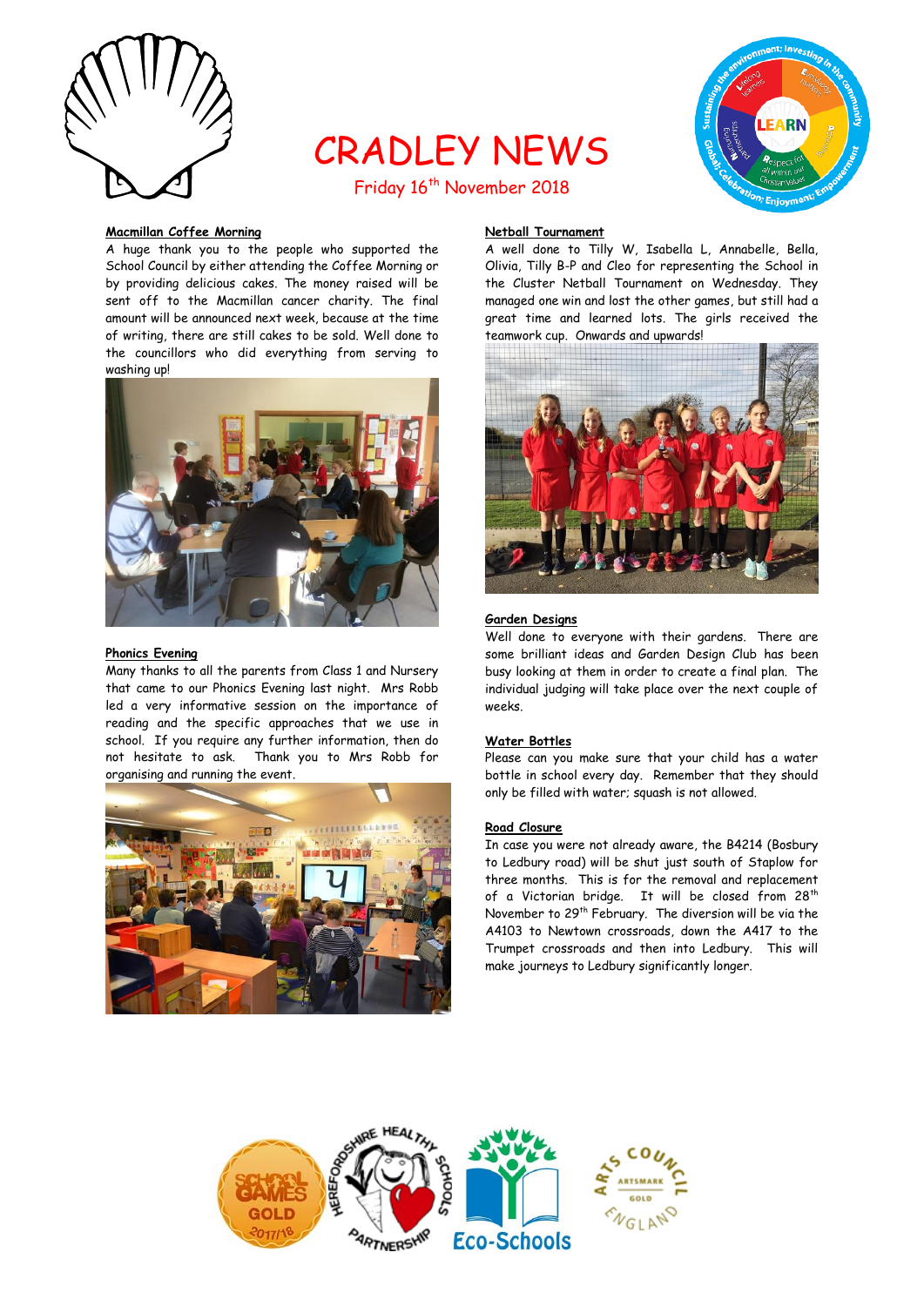# CRADLEY NEWS

Friday 16th November 2018

### Macmillan Coffee Morning

A huge thank you to the people who supported the School Council by either attending the Coffee Morning or by providing delicious cakes. The money raised will be sent off to the Macmillan cancer charity. The final amount will be announced next week, because at the time of writing, there are still cakes to be sold. Well done to the councillors who did everything from serving to washing up!

### Phonics Evening

Many thanks to all the parents from Class 1 and Nursery that came to our Phonics Evening last night. Mrs Robb led a very informative session on the importance of reading and the specific approaches that we use in school. If you require any further information, then do not hesitate to ask. Thank you to Mrs Robb for organising and running the event.

### Netball Tournament

A well done to Tilly W, Isabella L, Annabelle, Bella, Olivia, Tilly B-P and Cleo for representing the School in the Cluster Netball Tournament on Wednesday. They managed one win and lost the other games, but still had a great time and learned lots. The girls received the teamwork cup. Onwards and upwards!

### Garden Designs

Well done to everyone with their gardens. There are some brilliant ideas and Garden Design Club has been busy looking at them in order to create a final plan. The individual judging will take place over the next couple of weeks.

### Water Bottles

Please can you make sure that your child has a water bottle in school every day. Remember that they should only be filled with water; squash is not allowed.

### Road Closure

In case you were not already aware, the B4214 (Bosbury to Ledbury road) will be shut just south of Staplow for three months. This is for the removal and replacement of a Victorian bridge. It will be closed from 28th November to 29th February. The diversion will be via the A4103 to Newtown crossroads, down the A417 to the Trumpet crossroads and then into Ledbury. This will make journeys to Ledbury significantly longer.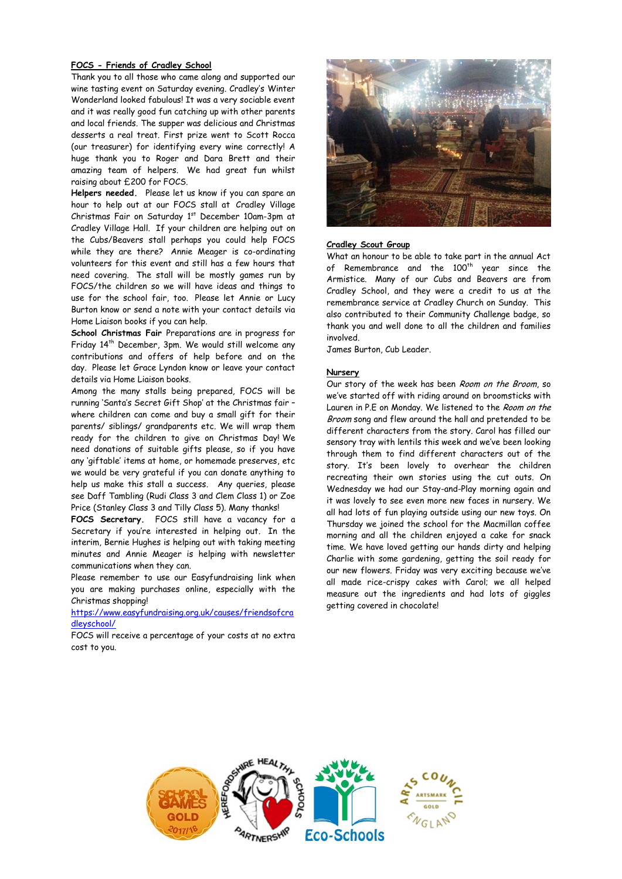## FOCS - Friends of Cradley School

Thank you to all those who came along and supported our wine tasting event on Saturday evening. Cradley's Winter Wonderland looked fabulous! It was a very sociable event and it was really good fun catching up with other parents and local friends. The supper was delicious and Christmas desserts a real treat. First prize went to Scott Rocca (our treasurer) for identifying every wine correctly! A huge thank you to Roger and Dara Brett and their amazing team of helpers. We had great fun whilst raising about £200 for FOCS.

**Helpers needed.** Please let us know if you can spare an hour to help out at our FOCS stall at Cradley Village Christmas Fair on Saturday 1st December 10am-3pm at Cradley Village Hall. If your children are helping out on the Cubs/Beavers stall perhaps you could help FOCS while they are there? Annie Meager is co-ordinating volunteers for this event and still has a few hours that need covering. The stall will be mostly games run by FOCS/the children so we will have ideas and things to use for the school fair, too. Please let Annie or Lucy Burton know or send a note with your contact details via Home Liaison books if you can help.

**School Christmas Fair** Preparations are in progress for Friday 14th December, 3pm. We would still welcome any contributions and offers of help before and on the day. Please let Grace Lyndon know or leave your contact details via Home Liaison books.

Among the many stalls being prepared, FOCS will be running 'Santa's Secret Gift Shop' at the Christmas fair – where children can come and buy a small gift for their parents/ siblings/ grandparents etc. We will wrap them ready for the children to give on Christmas Day! We need donations of suitable gifts please, so if you have any 'giftable' items at home, or homemade preserves, etc we would be very grateful if you can donate anything to help us make this stall a success. Any queries, please see Daff Tambling (Rudi Class 3 and Clem Class 1) or Zoe Price (Stanley Class 3 and Tilly Class 5). Many thanks!

**FOCS Secretary.** FOCS still have a vacancy for a Secretary if you're interested in helping out. In the interim, Bernie Hughes is helping out with taking meeting minutes and Annie Meager is helping with newsletter communications when they can.

Please remember to use our Easyfundraising link when you are making purchases online, especially with the Christmas shopping!

https://www.easyfundraising.org.uk/causes/friendsofcradleyschool/

FOCS will receive a percentage of your costs at no extra cost to you.

## Cradley Scout Group

What an honour to be able to take part in the annual Act of Remembrance and the 100th year since the Armistice. Many of our Cubs and Beavers are from Cradley School, and they were a credit to us at the remembrance service at Cradley Church on Sunday. This also contributed to their Community Challenge badge, so thank you and well done to all the children and families involved.

James Burton, Cub Leader.

## Nursery

Our story of the week has been *Room on the Broom*, so we've started off with riding around on broomsticks with Lauren in P.E on Monday. We listened to the *Room on the Broom* song and flew around the hall and pretended to be different characters from the story. Carol has filled our sensory tray with lentils this week and we've been looking through them to find different characters out of the story. It's been lovely to overhear the children recreating their own stories using the cut outs. On Wednesday we had our Stay-and-Play morning again and it was lovely to see even more new faces in nursery. We all had lots of fun playing outside using our new toys. On Thursday we joined the school for the Macmillan coffee morning and all the children enjoyed a cake for snack time. We have loved getting our hands dirty and helping Charlie with some gardening, getting the soil ready for our new flowers. Friday was very exciting because we've all made rice-crispy cakes with Carol; we all helped measure out the ingredients and had lots of giggles getting covered in chocolate!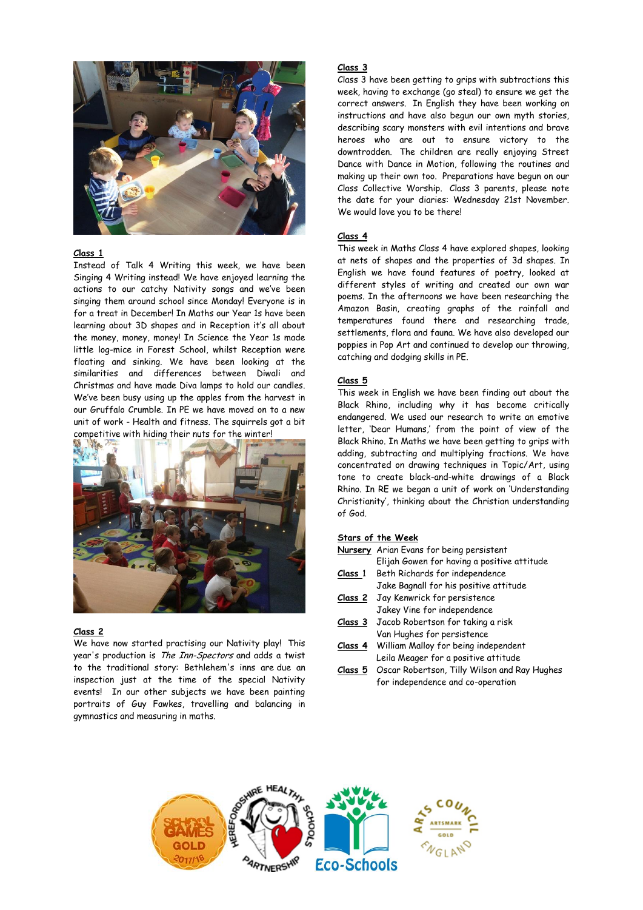### Class 1

Instead of Talk 4 Writing this week, we have been Singing 4 Writing instead! We have enjoyed learning the actions to our catchy Nativity songs and we've been singing them around school since Monday! Everyone is in for a treat in December! In Maths our Year 1s have been learning about 3D shapes and in Reception it's all about the money, money, money! In Science the Year 1s made little log-mice in Forest School, whilst Reception were floating and sinking. We have been looking at the similarities and differences between Diwali and Christmas and have made Diva lamps to hold our candles. We've been busy using up the apples from the harvest in our Gruffalo Crumble. In PE we have moved on to a new unit of work - Health and fitness. The squirrels got a bit competitive with hiding their nuts for the winter!

### Class 2

We have now started practising our Nativity play! This year's production is *The Inn-Spectors* and adds a twist to the traditional story: Bethlehem's inns are due an inspection just at the time of the special Nativity events! In our other subjects we have been painting portraits of Guy Fawkes, travelling and balancing in gymnastics and measuring in maths.

### Class 3

Class 3 have been getting to grips with subtractions this week, having to exchange (go steal) to ensure we get the correct answers. In English they have been working on instructions and have also begun our own myth stories, describing scary monsters with evil intentions and brave heroes who are out to ensure victory to the downtrodden. The children are really enjoying Street Dance with Dance in Motion, following the routines and making up their own too. Preparations have begun on our Class Collective Worship. Class 3 parents, please note the date for your diaries: Wednesday 21st November. We would love you to be there!

### Class 4

This week in Maths Class 4 have explored shapes, looking at nets of shapes and the properties of 3d shapes. In English we have found features of poetry, looked at different styles of writing and created our own war poems. In the afternoons we have been researching the Amazon Basin, creating graphs of the rainfall and temperatures found there and researching trade, settlements, flora and fauna. We have also developed our poppies in Pop Art and continued to develop our throwing, catching and dodging skills in PE.

### Class 5

This week in English we have been finding out about the Black Rhino, including why it has become critically endangered. We used our research to write an emotive letter, 'Dear Humans,' from the point of view of the Black Rhino. In Maths we have been getting to grips with adding, subtracting and multiplying fractions. We have concentrated on drawing techniques in Topic/Art, using tone to create black-and-white drawings of a Black Rhino. In RE we began a unit of work on 'Understanding Christianity', thinking about the Christian understanding of God.

### Stars of the Week

**Nursery** Arian Evans for being persistent
Elijah Gowen for having a positive attitude

**Class 1** Beth Richards for independence
Jake Bagnall for his positive attitude

**Class 2** Jay Kenwrick for persistence
Jakey Vine for independence

**Class 3** Jacob Robertson for taking a risk
Van Hughes for persistence

**Class 4** William Malloy for being independent
Leila Meager for a positive attitude

**Class 5** Oscar Robertson, Tilly Wilson and Ray Hughes for independence and co-operation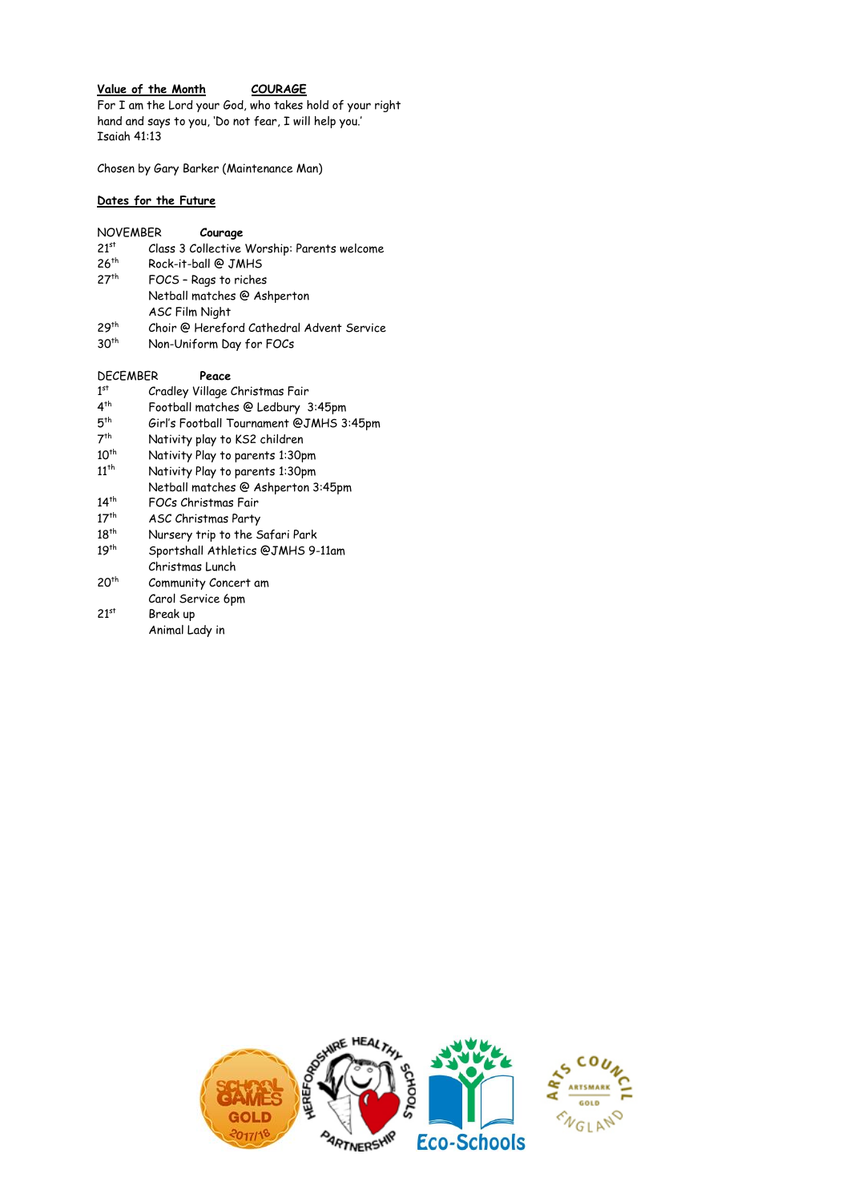**Value of the Month** **COURAGE**

For I am the Lord your God, who takes hold of your right hand and says to you, 'Do not fear, I will help you.'
Isaiah 41:13

Chosen by Gary Barker (Maintenance Man)

**Dates for the Future**

NOVEMBER **Courage**

| | |
|---|---|
| 21st | Class 3 Collective Worship: Parents welcome |
| 26th | Rock-it-ball @ JMHS |
| 27th | FOCS – Rags to riches |
| | Netball matches @ Ashperton |
| | ASC Film Night |
| 29th | Choir @ Hereford Cathedral Advent Service |
| 30th | Non-Uniform Day for FOCs |

DECEMBER **Peace**

| | |
|---|---|
| 1st | Cradley Village Christmas Fair |
| 4th | Football matches @ Ledbury 3:45pm |
| 5th | Girl's Football Tournament @JMHS 3:45pm |
| 7th | Nativity play to KS2 children |
| 10th | Nativity Play to parents 1:30pm |
| 11th | Nativity Play to parents 1:30pm |
| | Netball matches @ Ashperton 3:45pm |
| 14th | FOCs Christmas Fair |
| 17th | ASC Christmas Party |
| 18th | Nursery trip to the Safari Park |
| 19th | Sportshall Athletics @JMHS 9-11am |
| | Christmas Lunch |
| 20th | Community Concert am |
| | Carol Service 6pm |
| 21st | Break up |
| | Animal Lady in |